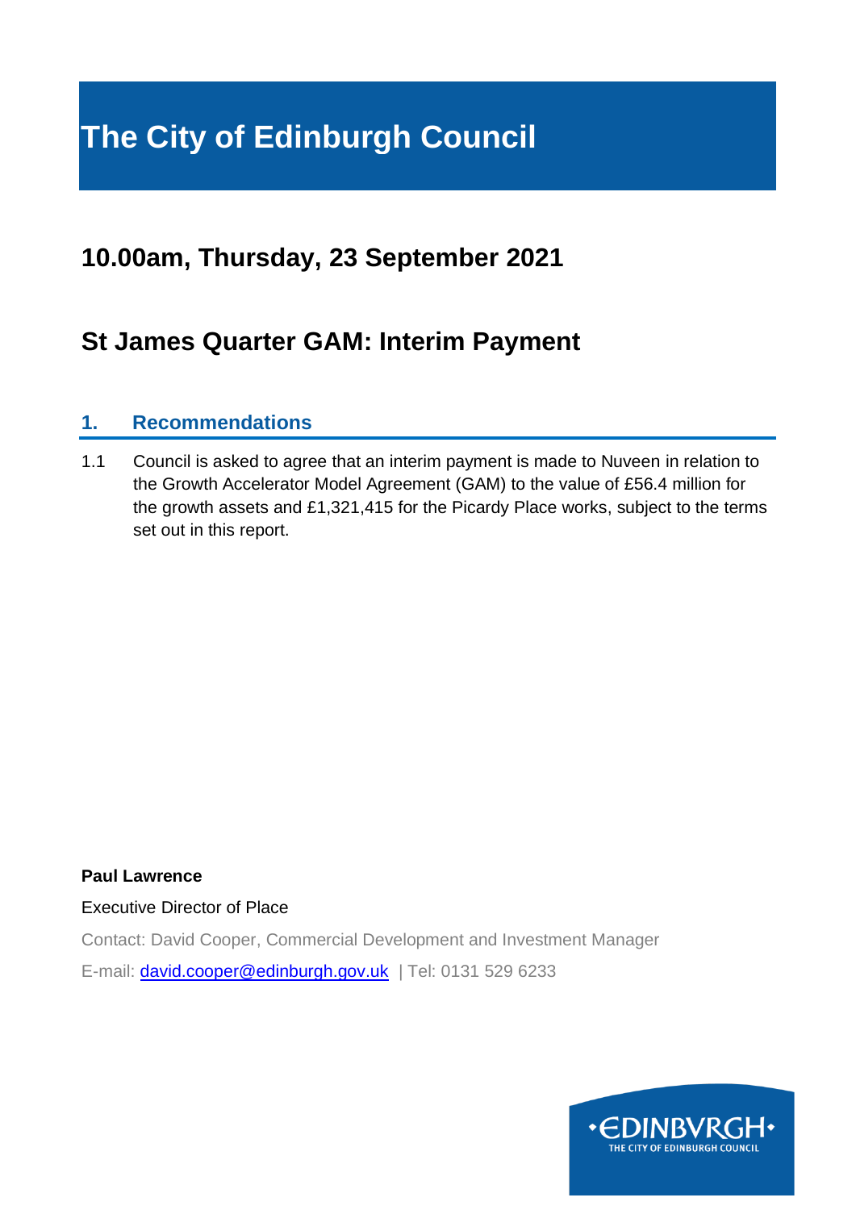# The City of Edinburgh Council

## 10.00am, Thursday, 23 September 2021

## St James Quarter GAM: Interim Payment

### 1. Recommendations

1.1 Council is asked to agree that an interim payment is made to Nuveen in relation to the Growth Accelerator Model Agreement (GAM) to the value of £56.4 million for the growth assets and £1,321,415 for the Picardy Place works, subject to the terms set out in this report.

**Paul Lawrence**

Executive Director of Place

Contact: David Cooper, Commercial Development and Investment Manager

E-mail: david.cooper@edinburgh.gov.uk | Tel: 0131 529 6233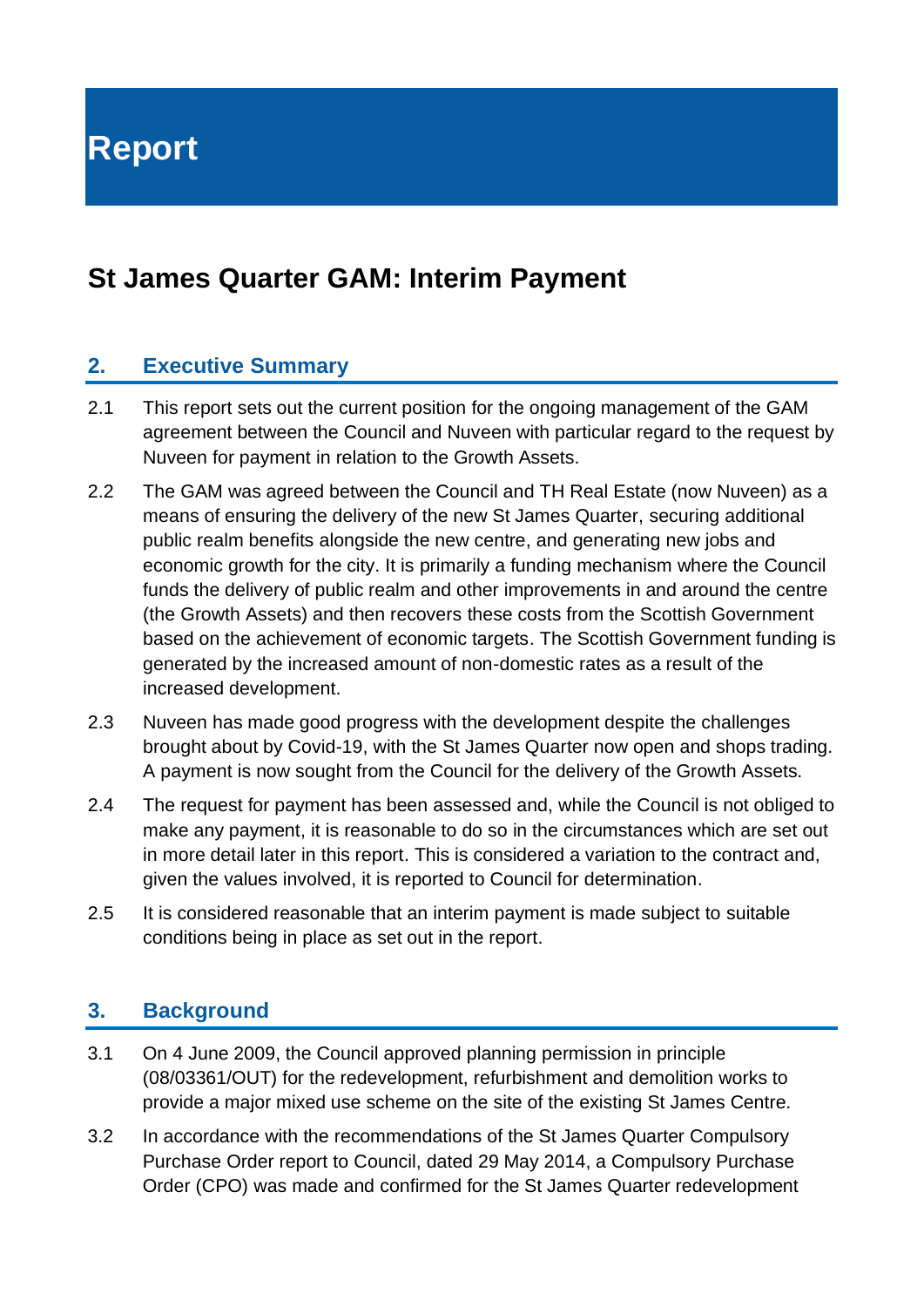# Report

## St James Quarter GAM: Interim Payment

### 2. Executive Summary

2.1 This report sets out the current position for the ongoing management of the GAM agreement between the Council and Nuveen with particular regard to the request by Nuveen for payment in relation to the Growth Assets.

2.2 The GAM was agreed between the Council and TH Real Estate (now Nuveen) as a means of ensuring the delivery of the new St James Quarter, securing additional public realm benefits alongside the new centre, and generating new jobs and economic growth for the city. It is primarily a funding mechanism where the Council funds the delivery of public realm and other improvements in and around the centre (the Growth Assets) and then recovers these costs from the Scottish Government based on the achievement of economic targets. The Scottish Government funding is generated by the increased amount of non-domestic rates as a result of the increased development.

2.3 Nuveen has made good progress with the development despite the challenges brought about by Covid-19, with the St James Quarter now open and shops trading. A payment is now sought from the Council for the delivery of the Growth Assets.

2.4 The request for payment has been assessed and, while the Council is not obliged to make any payment, it is reasonable to do so in the circumstances which are set out in more detail later in this report. This is considered a variation to the contract and, given the values involved, it is reported to Council for determination.

2.5 It is considered reasonable that an interim payment is made subject to suitable conditions being in place as set out in the report.

### 3. Background

3.1 On 4 June 2009, the Council approved planning permission in principle (08/03361/OUT) for the redevelopment, refurbishment and demolition works to provide a major mixed use scheme on the site of the existing St James Centre.

3.2 In accordance with the recommendations of the St James Quarter Compulsory Purchase Order report to Council, dated 29 May 2014, a Compulsory Purchase Order (CPO) was made and confirmed for the St James Quarter redevelopment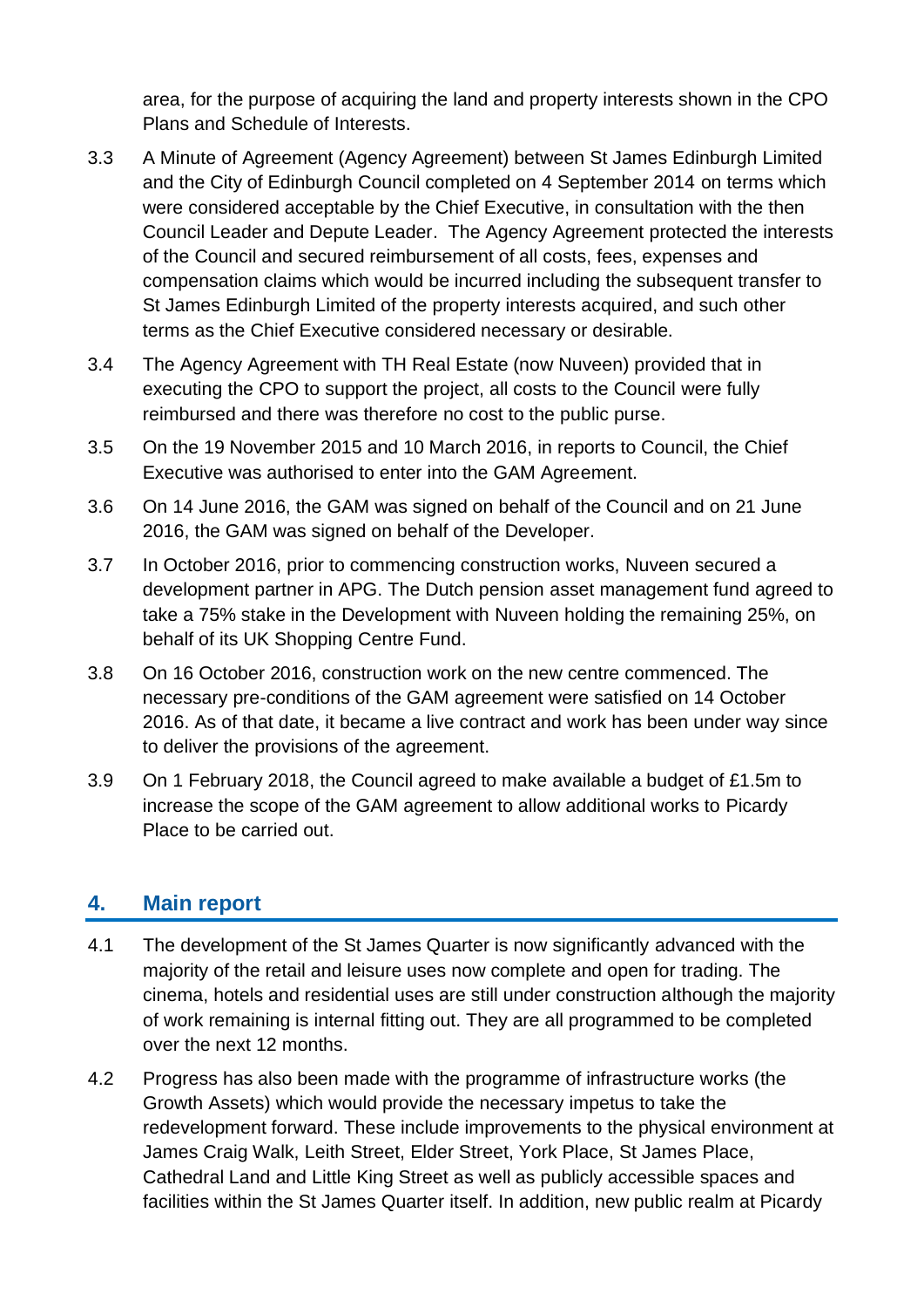area, for the purpose of acquiring the land and property interests shown in the CPO Plans and Schedule of Interests.

3.3 A Minute of Agreement (Agency Agreement) between St James Edinburgh Limited and the City of Edinburgh Council completed on 4 September 2014 on terms which were considered acceptable by the Chief Executive, in consultation with the then Council Leader and Depute Leader. The Agency Agreement protected the interests of the Council and secured reimbursement of all costs, fees, expenses and compensation claims which would be incurred including the subsequent transfer to St James Edinburgh Limited of the property interests acquired, and such other terms as the Chief Executive considered necessary or desirable.

3.4 The Agency Agreement with TH Real Estate (now Nuveen) provided that in executing the CPO to support the project, all costs to the Council were fully reimbursed and there was therefore no cost to the public purse.

3.5 On the 19 November 2015 and 10 March 2016, in reports to Council, the Chief Executive was authorised to enter into the GAM Agreement.

3.6 On 14 June 2016, the GAM was signed on behalf of the Council and on 21 June 2016, the GAM was signed on behalf of the Developer.

3.7 In October 2016, prior to commencing construction works, Nuveen secured a development partner in APG. The Dutch pension asset management fund agreed to take a 75% stake in the Development with Nuveen holding the remaining 25%, on behalf of its UK Shopping Centre Fund.

3.8 On 16 October 2016, construction work on the new centre commenced. The necessary pre-conditions of the GAM agreement were satisfied on 14 October 2016. As of that date, it became a live contract and work has been under way since to deliver the provisions of the agreement.

3.9 On 1 February 2018, the Council agreed to make available a budget of £1.5m to increase the scope of the GAM agreement to allow additional works to Picardy Place to be carried out.

## 4. Main report

4.1 The development of the St James Quarter is now significantly advanced with the majority of the retail and leisure uses now complete and open for trading. The cinema, hotels and residential uses are still under construction although the majority of work remaining is internal fitting out. They are all programmed to be completed over the next 12 months.

4.2 Progress has also been made with the programme of infrastructure works (the Growth Assets) which would provide the necessary impetus to take the redevelopment forward. These include improvements to the physical environment at James Craig Walk, Leith Street, Elder Street, York Place, St James Place, Cathedral Land and Little King Street as well as publicly accessible spaces and facilities within the St James Quarter itself. In addition, new public realm at Picardy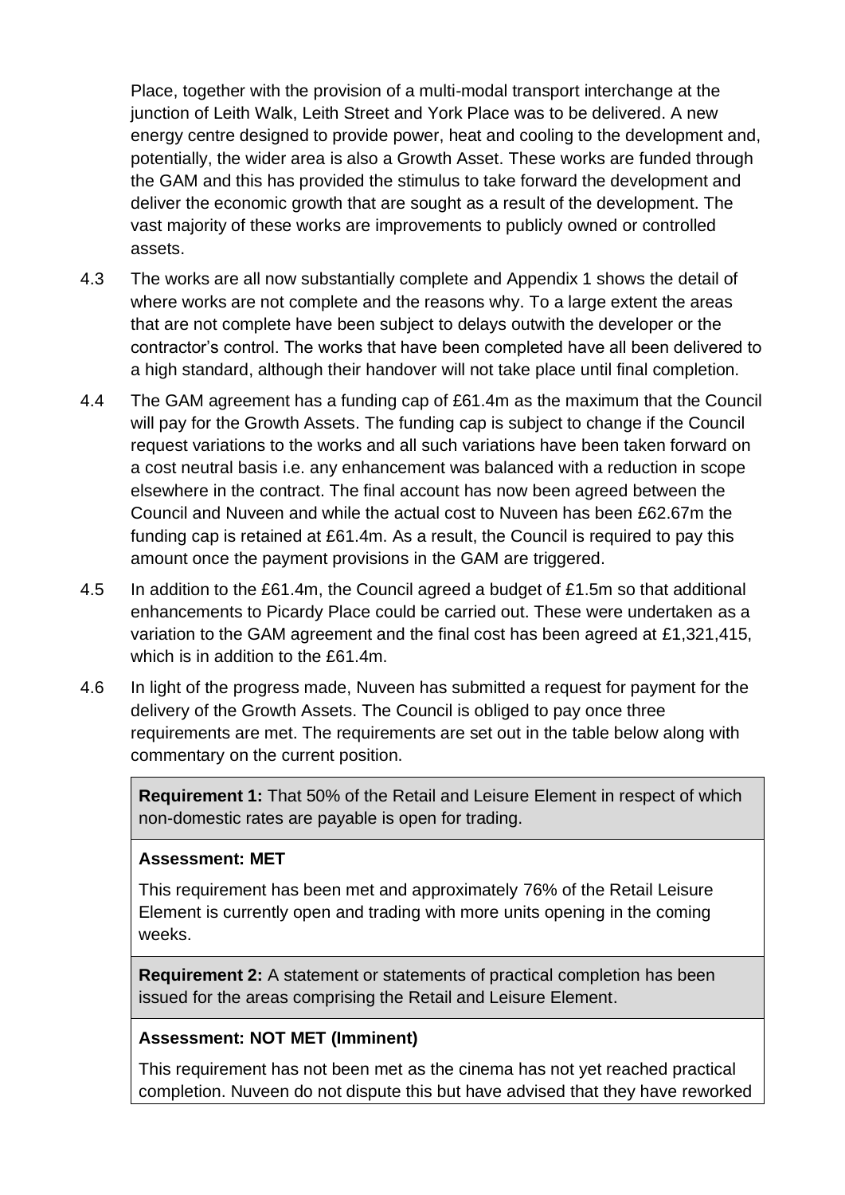Place, together with the provision of a multi-modal transport interchange at the junction of Leith Walk, Leith Street and York Place was to be delivered. A new energy centre designed to provide power, heat and cooling to the development and, potentially, the wider area is also a Growth Asset. These works are funded through the GAM and this has provided the stimulus to take forward the development and deliver the economic growth that are sought as a result of the development. The vast majority of these works are improvements to publicly owned or controlled assets.

4.3 The works are all now substantially complete and Appendix 1 shows the detail of where works are not complete and the reasons why. To a large extent the areas that are not complete have been subject to delays outwith the developer or the contractor's control. The works that have been completed have all been delivered to a high standard, although their handover will not take place until final completion.

4.4 The GAM agreement has a funding cap of £61.4m as the maximum that the Council will pay for the Growth Assets. The funding cap is subject to change if the Council request variations to the works and all such variations have been taken forward on a cost neutral basis i.e. any enhancement was balanced with a reduction in scope elsewhere in the contract. The final account has now been agreed between the Council and Nuveen and while the actual cost to Nuveen has been £62.67m the funding cap is retained at £61.4m. As a result, the Council is required to pay this amount once the payment provisions in the GAM are triggered.

4.5 In addition to the £61.4m, the Council agreed a budget of £1.5m so that additional enhancements to Picardy Place could be carried out. These were undertaken as a variation to the GAM agreement and the final cost has been agreed at £1,321,415, which is in addition to the £61.4m.

4.6 In light of the progress made, Nuveen has submitted a request for payment for the delivery of the Growth Assets. The Council is obliged to pay once three requirements are met. The requirements are set out in the table below along with commentary on the current position.

| **Requirement 1:** That 50% of the Retail and Leisure Element in respect of which non-domestic rates are payable is open for trading. |
|---|
| **Assessment: MET**<br><br>This requirement has been met and approximately 76% of the Retail Leisure Element is currently open and trading with more units opening in the coming weeks. |
| **Requirement 2:** A statement or statements of practical completion has been issued for the areas comprising the Retail and Leisure Element. |
| **Assessment: NOT MET (Imminent)**<br><br>This requirement has not been met as the cinema has not yet reached practical completion. Nuveen do not dispute this but have advised that they have reworked |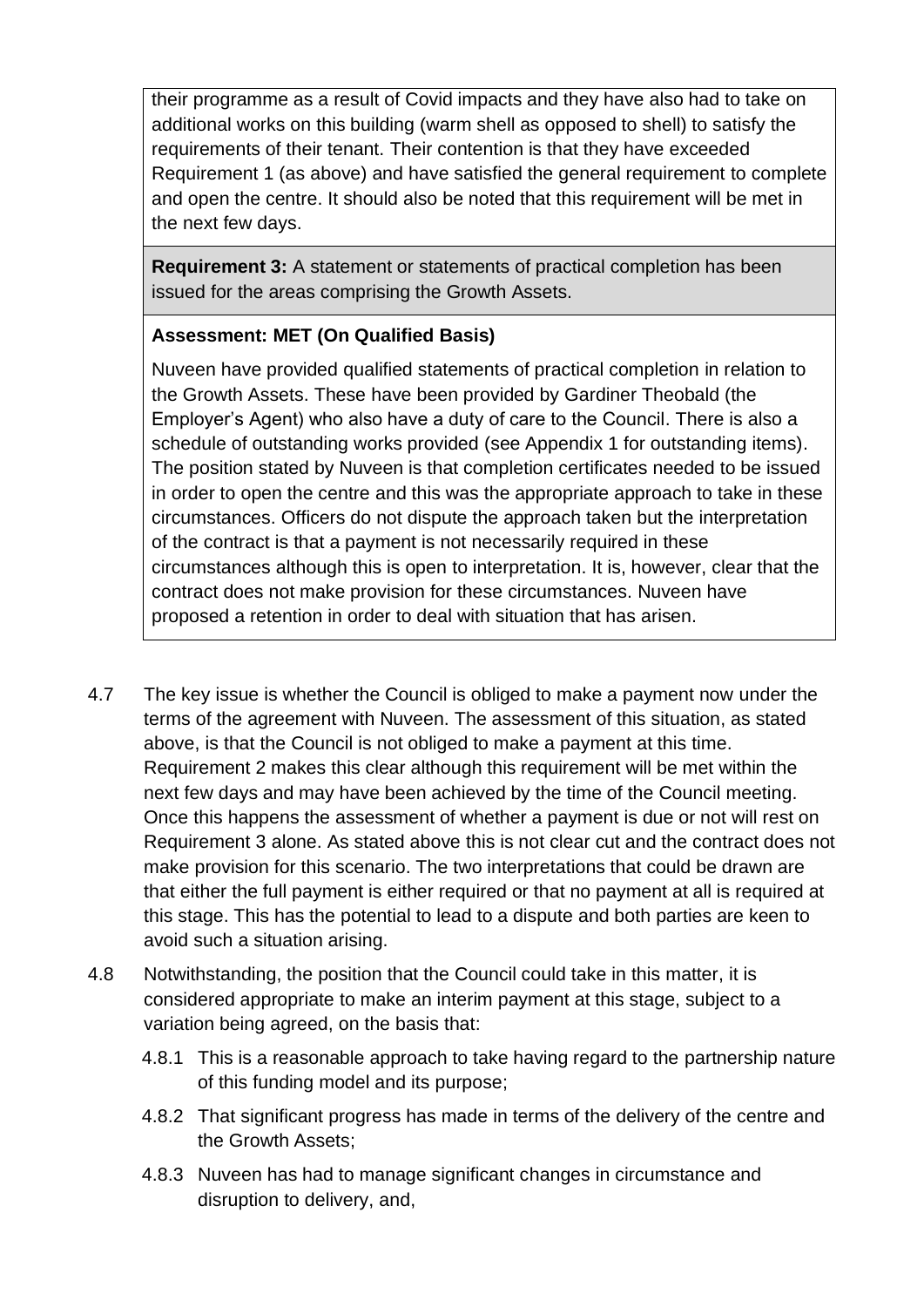| |
|---|
| their programme as a result of Covid impacts and they have also had to take on additional works on this building (warm shell as opposed to shell) to satisfy the requirements of their tenant. Their contention is that they have exceeded Requirement 1 (as above) and have satisfied the general requirement to complete and open the centre. It should also be noted that this requirement will be met in the next few days. |
| **Requirement 3:** A statement or statements of practical completion has been issued for the areas comprising the Growth Assets. |
| **Assessment: MET (On Qualified Basis)**<br><br>Nuveen have provided qualified statements of practical completion in relation to the Growth Assets. These have been provided by Gardiner Theobald (the Employer's Agent) who also have a duty of care to the Council. There is also a schedule of outstanding works provided (see Appendix 1 for outstanding items). The position stated by Nuveen is that completion certificates needed to be issued in order to open the centre and this was the appropriate approach to take in these circumstances. Officers do not dispute the approach taken but the interpretation of the contract is that a payment is not necessarily required in these circumstances although this is open to interpretation. It is, however, clear that the contract does not make provision for these circumstances. Nuveen have proposed a retention in order to deal with situation that has arisen. |

4.7 The key issue is whether the Council is obliged to make a payment now under the terms of the agreement with Nuveen. The assessment of this situation, as stated above, is that the Council is not obliged to make a payment at this time. Requirement 2 makes this clear although this requirement will be met within the next few days and may have been achieved by the time of the Council meeting. Once this happens the assessment of whether a payment is due or not will rest on Requirement 3 alone. As stated above this is not clear cut and the contract does not make provision for this scenario. The two interpretations that could be drawn are that either the full payment is either required or that no payment at all is required at this stage. This has the potential to lead to a dispute and both parties are keen to avoid such a situation arising.

4.8 Notwithstanding, the position that the Council could take in this matter, it is considered appropriate to make an interim payment at this stage, subject to a variation being agreed, on the basis that:

4.8.1 This is a reasonable approach to take having regard to the partnership nature of this funding model and its purpose;

4.8.2 That significant progress has made in terms of the delivery of the centre and the Growth Assets;

4.8.3 Nuveen has had to manage significant changes in circumstance and disruption to delivery, and,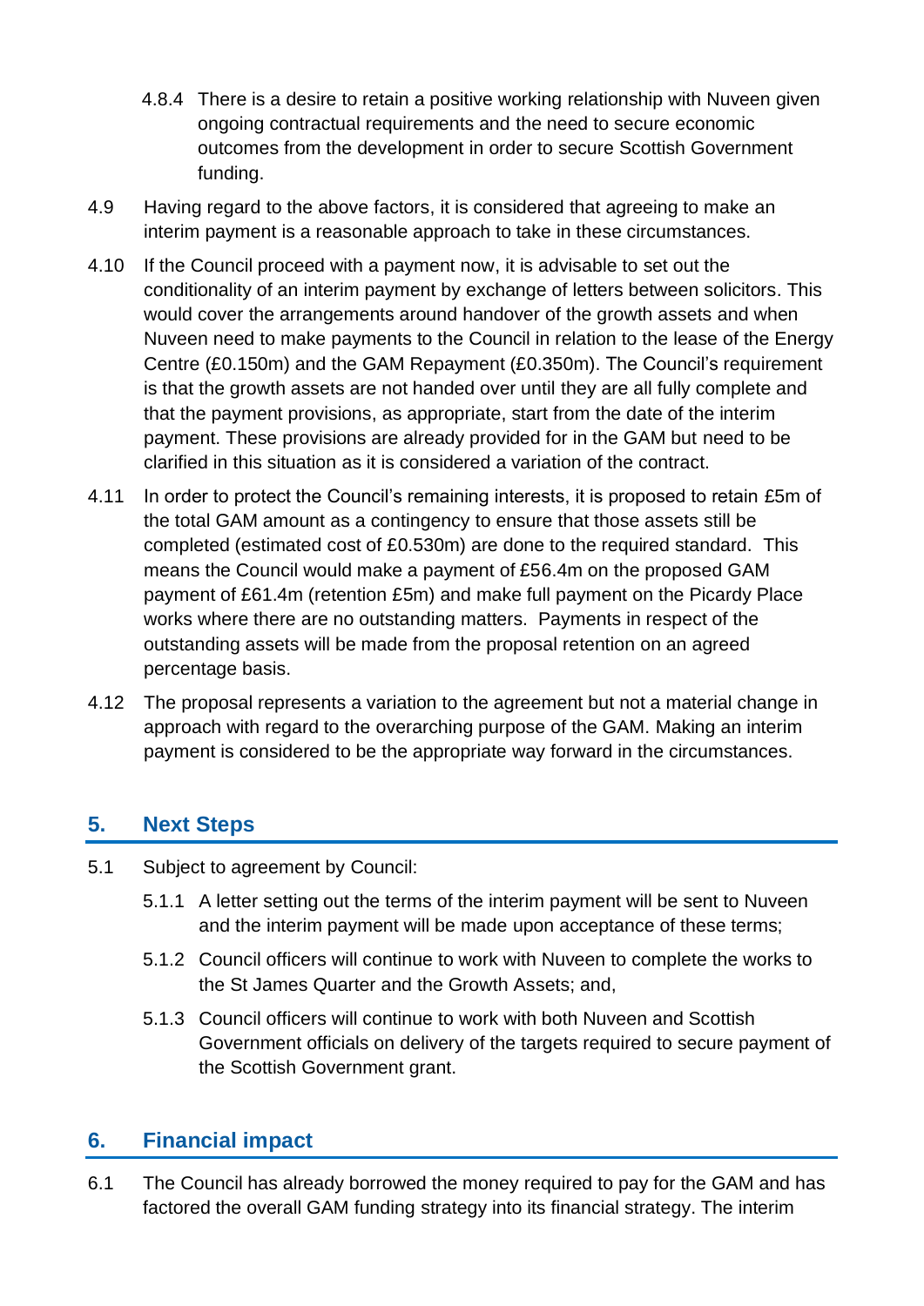4.8.4 There is a desire to retain a positive working relationship with Nuveen given ongoing contractual requirements and the need to secure economic outcomes from the development in order to secure Scottish Government funding.

4.9 Having regard to the above factors, it is considered that agreeing to make an interim payment is a reasonable approach to take in these circumstances.

4.10 If the Council proceed with a payment now, it is advisable to set out the conditionality of an interim payment by exchange of letters between solicitors. This would cover the arrangements around handover of the growth assets and when Nuveen need to make payments to the Council in relation to the lease of the Energy Centre (£0.150m) and the GAM Repayment (£0.350m). The Council's requirement is that the growth assets are not handed over until they are all fully complete and that the payment provisions, as appropriate, start from the date of the interim payment. These provisions are already provided for in the GAM but need to be clarified in this situation as it is considered a variation of the contract.

4.11 In order to protect the Council's remaining interests, it is proposed to retain £5m of the total GAM amount as a contingency to ensure that those assets still be completed (estimated cost of £0.530m) are done to the required standard. This means the Council would make a payment of £56.4m on the proposed GAM payment of £61.4m (retention £5m) and make full payment on the Picardy Place works where there are no outstanding matters. Payments in respect of the outstanding assets will be made from the proposal retention on an agreed percentage basis.

4.12 The proposal represents a variation to the agreement but not a material change in approach with regard to the overarching purpose of the GAM. Making an interim payment is considered to be the appropriate way forward in the circumstances.

## 5. Next Steps

5.1 Subject to agreement by Council:

5.1.1 A letter setting out the terms of the interim payment will be sent to Nuveen and the interim payment will be made upon acceptance of these terms;

5.1.2 Council officers will continue to work with Nuveen to complete the works to the St James Quarter and the Growth Assets; and,

5.1.3 Council officers will continue to work with both Nuveen and Scottish Government officials on delivery of the targets required to secure payment of the Scottish Government grant.

## 6. Financial impact

6.1 The Council has already borrowed the money required to pay for the GAM and has factored the overall GAM funding strategy into its financial strategy. The interim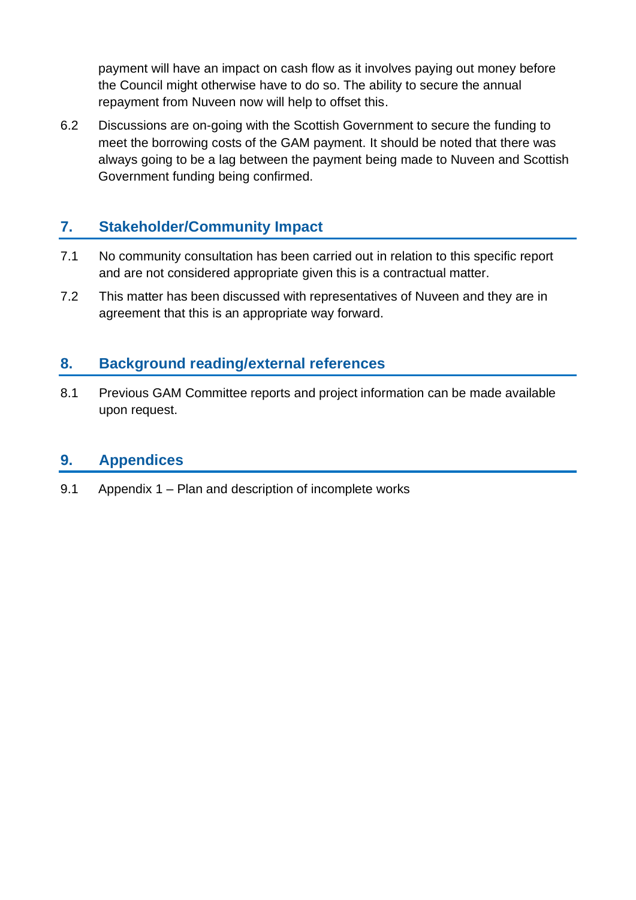payment will have an impact on cash flow as it involves paying out money before the Council might otherwise have to do so. The ability to secure the annual repayment from Nuveen now will help to offset this.

6.2 Discussions are on-going with the Scottish Government to secure the funding to meet the borrowing costs of the GAM payment. It should be noted that there was always going to be a lag between the payment being made to Nuveen and Scottish Government funding being confirmed.

## 7. Stakeholder/Community Impact

7.1 No community consultation has been carried out in relation to this specific report and are not considered appropriate given this is a contractual matter.

7.2 This matter has been discussed with representatives of Nuveen and they are in agreement that this is an appropriate way forward.

## 8. Background reading/external references

8.1 Previous GAM Committee reports and project information can be made available upon request.

## 9. Appendices

9.1 Appendix 1 – Plan and description of incomplete works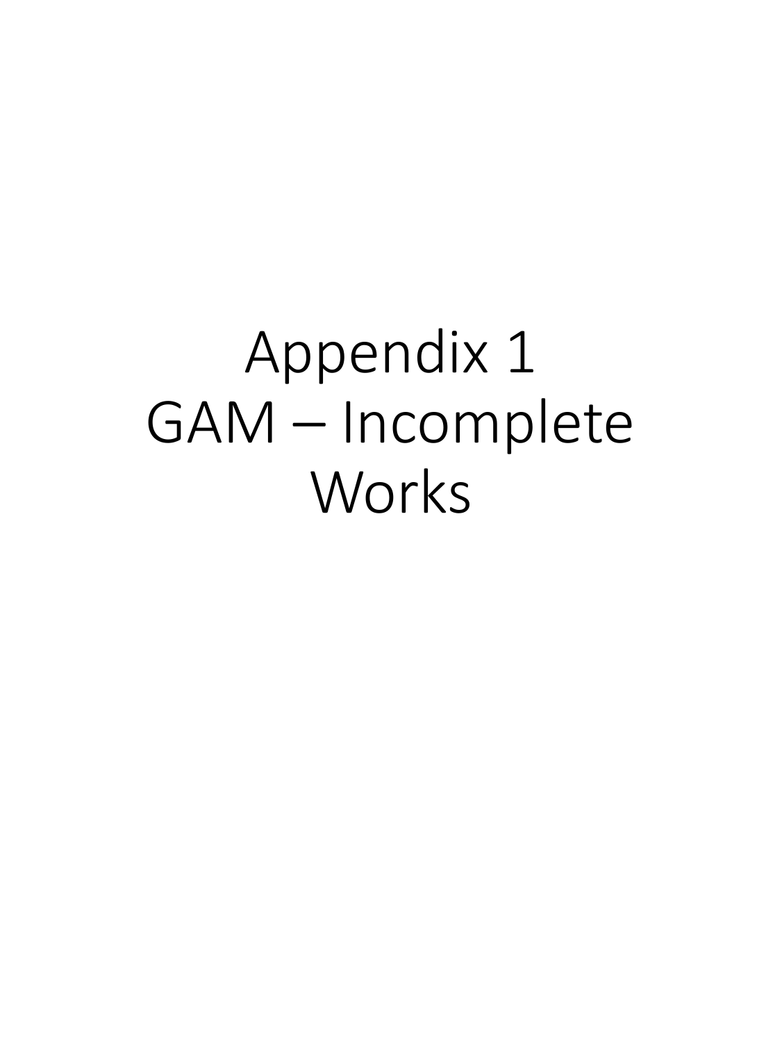# Appendix 1
# GAM – Incomplete Works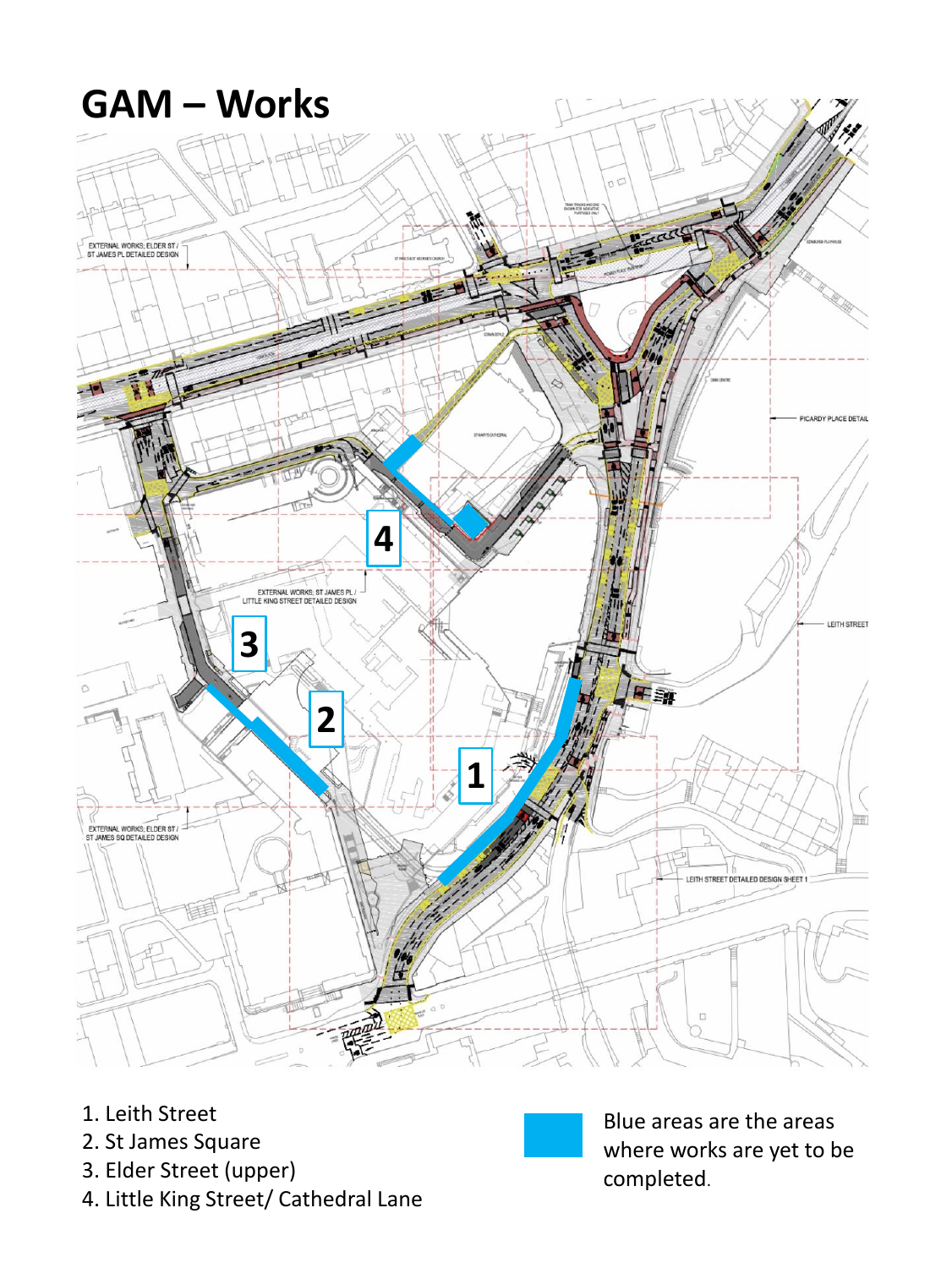# GAM – Works

1. Leith Street
2. St James Square
3. Elder Street (upper)
4. Little King Street/ Cathedral Lane

Blue areas are the areas where works are yet to be completed.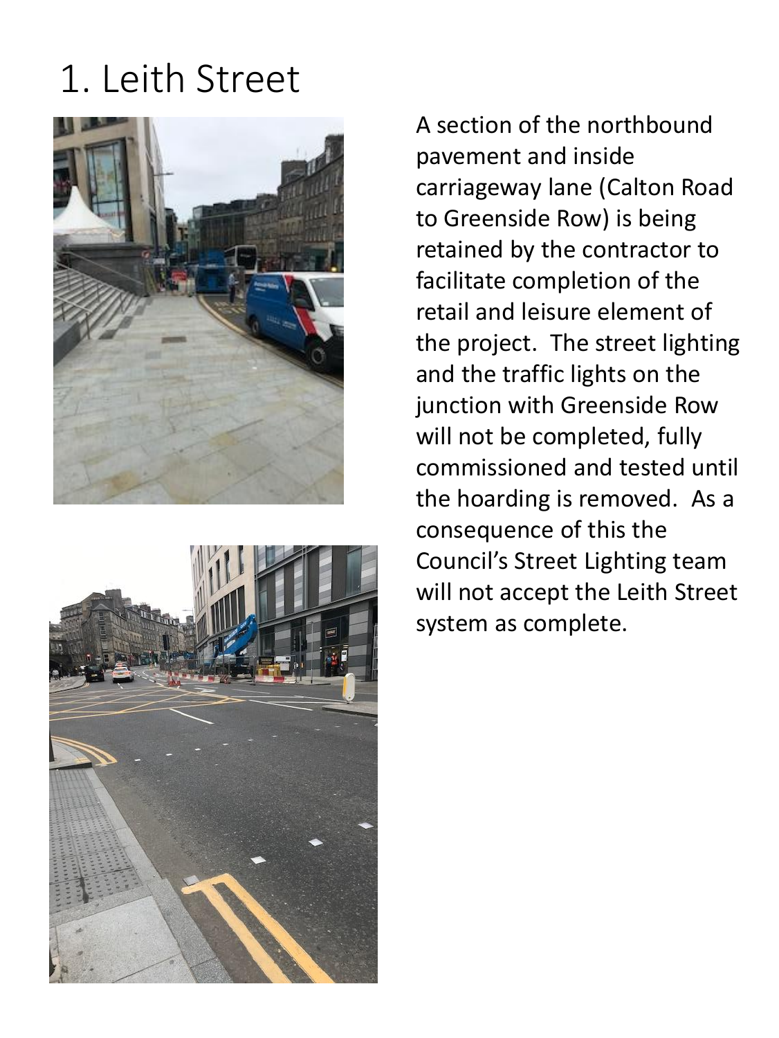# 1. Leith Street

A section of the northbound pavement and inside carriageway lane (Calton Road to Greenside Row) is being retained by the contractor to facilitate completion of the retail and leisure element of the project. The street lighting and the traffic lights on the junction with Greenside Row will not be completed, fully commissioned and tested until the hoarding is removed. As a consequence of this the Council's Street Lighting team will not accept the Leith Street system as complete.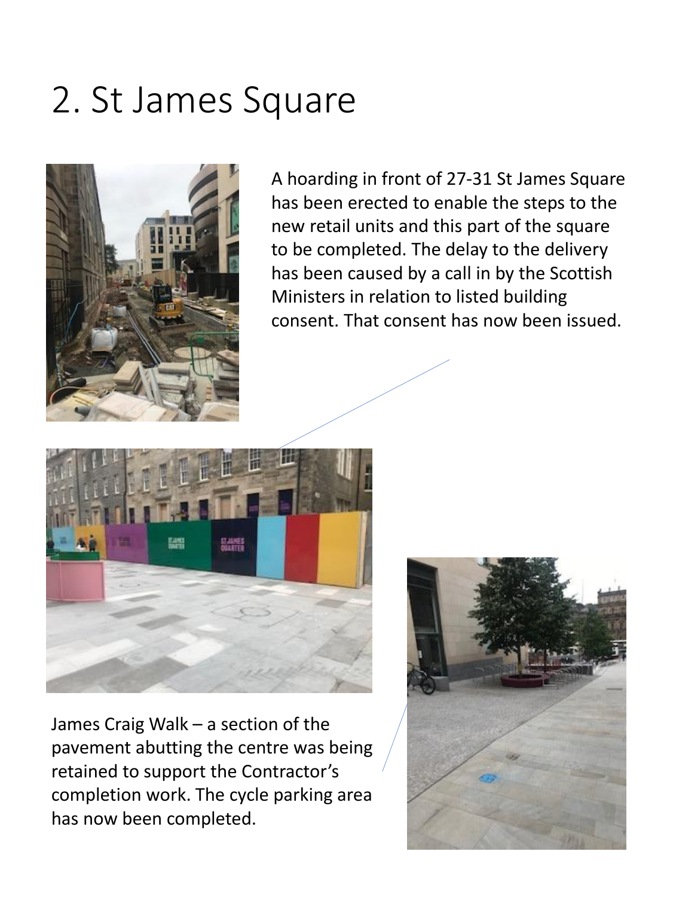# 2. St James Square

A hoarding in front of 27-31 St James Square has been erected to enable the steps to the new retail units and this part of the square to be completed. The delay to the delivery has been caused by a call in by the Scottish Ministers in relation to listed building consent. That consent has now been issued.

James Craig Walk – a section of the pavement abutting the centre was being retained to support the Contractor's completion work. The cycle parking area has now been completed.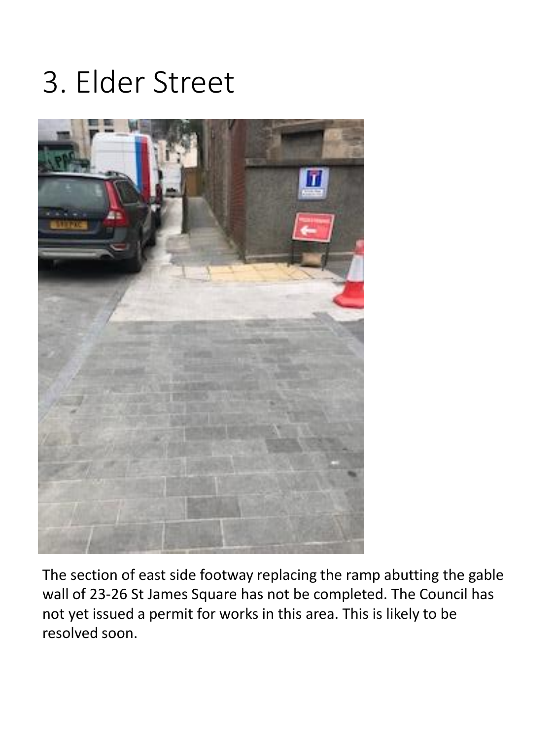# 3. Elder Street

The section of east side footway replacing the ramp abutting the gable wall of 23-26 St James Square has not be completed. The Council has not yet issued a permit for works in this area. This is likely to be resolved soon.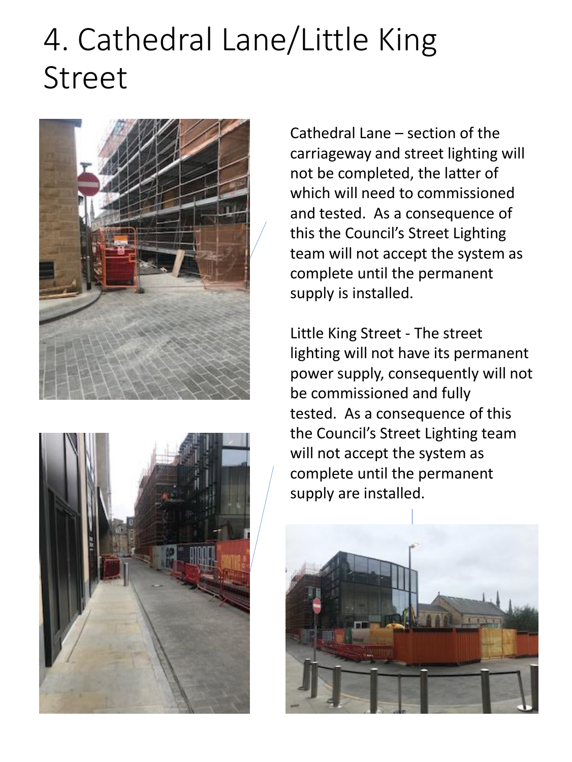# 4. Cathedral Lane/Little King Street

Cathedral Lane – section of the carriageway and street lighting will not be completed, the latter of which will need to commissioned and tested. As a consequence of this the Council's Street Lighting team will not accept the system as complete until the permanent supply is installed.

Little King Street - The street lighting will not have its permanent power supply, consequently will not be commissioned and fully tested. As a consequence of this the Council's Street Lighting team will not accept the system as complete until the permanent supply are installed.